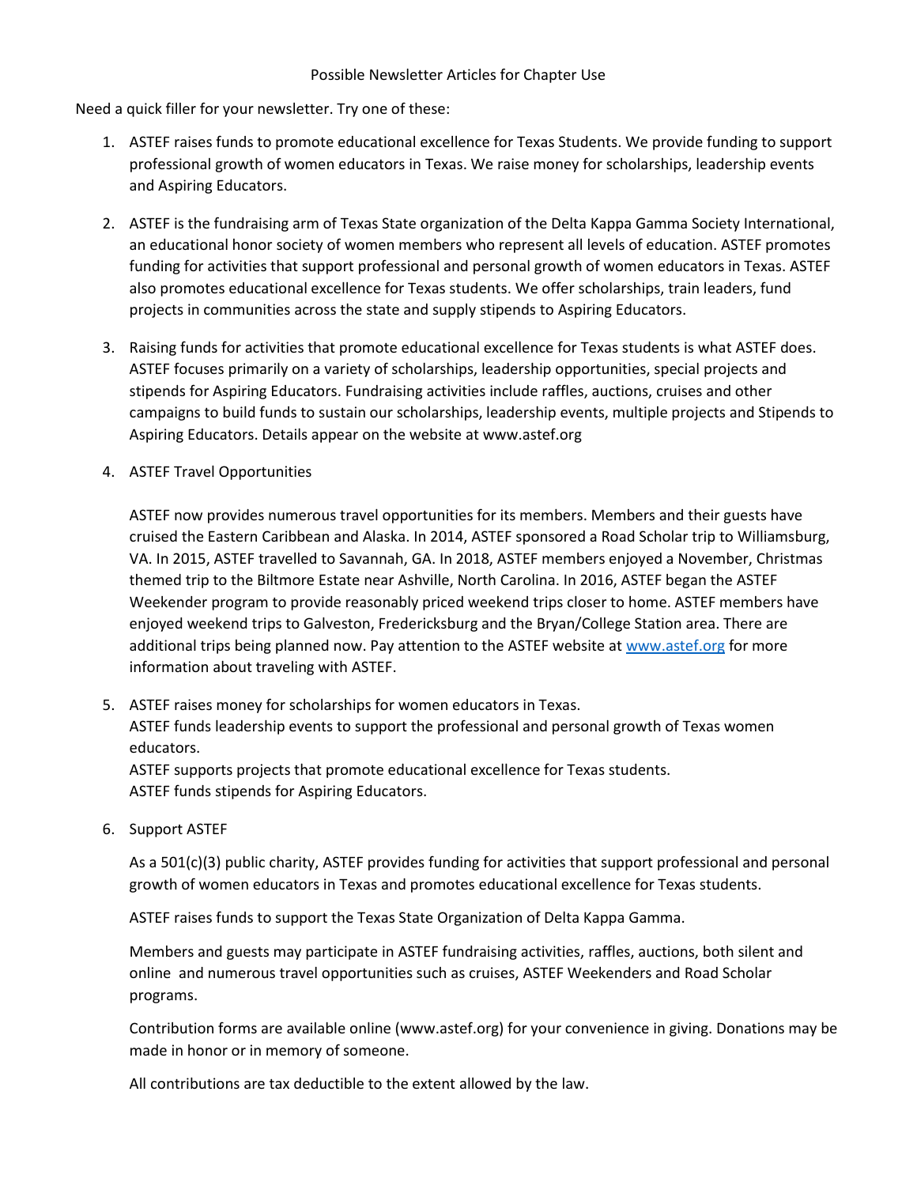Possible Newsletter Articles for Chapter Use

Need a quick filler for your newsletter. Try one of these:

1. ASTEF raises funds to promote educational excellence for Texas Students. We provide funding to support professional growth of women educators in Texas. We raise money for scholarships, leadership events and Aspiring Educators.

2. ASTEF is the fundraising arm of Texas State organization of the Delta Kappa Gamma Society International, an educational honor society of women members who represent all levels of education. ASTEF promotes funding for activities that support professional and personal growth of women educators in Texas. ASTEF also promotes educational excellence for Texas students. We offer scholarships, train leaders, fund projects in communities across the state and supply stipends to Aspiring Educators.

3. Raising funds for activities that promote educational excellence for Texas students is what ASTEF does. ASTEF focuses primarily on a variety of scholarships, leadership opportunities, special projects and stipends for Aspiring Educators. Fundraising activities include raffles, auctions, cruises and other campaigns to build funds to sustain our scholarships, leadership events, multiple projects and Stipends to Aspiring Educators. Details appear on the website at www.astef.org

4. ASTEF Travel Opportunities

   ASTEF now provides numerous travel opportunities for its members. Members and their guests have cruised the Eastern Caribbean and Alaska. In 2014, ASTEF sponsored a Road Scholar trip to Williamsburg, VA. In 2015, ASTEF travelled to Savannah, GA. In 2018, ASTEF members enjoyed a November, Christmas themed trip to the Biltmore Estate near Ashville, North Carolina. In 2016, ASTEF began the ASTEF Weekender program to provide reasonably priced weekend trips closer to home. ASTEF members have enjoyed weekend trips to Galveston, Fredericksburg and the Bryan/College Station area. There are additional trips being planned now. Pay attention to the ASTEF website at [www.astef.org](http://www.astef.org) for more information about traveling with ASTEF.

5. ASTEF raises money for scholarships for women educators in Texas.
   ASTEF funds leadership events to support the professional and personal growth of Texas women educators.
   ASTEF supports projects that promote educational excellence for Texas students.
   ASTEF funds stipends for Aspiring Educators.

6. Support ASTEF

   As a 501(c)(3) public charity, ASTEF provides funding for activities that support professional and personal growth of women educators in Texas and promotes educational excellence for Texas students.

   ASTEF raises funds to support the Texas State Organization of Delta Kappa Gamma.

   Members and guests may participate in ASTEF fundraising activities, raffles, auctions, both silent and online and numerous travel opportunities such as cruises, ASTEF Weekenders and Road Scholar programs.

   Contribution forms are available online (www.astef.org) for your convenience in giving. Donations may be made in honor or in memory of someone.

   All contributions are tax deductible to the extent allowed by the law.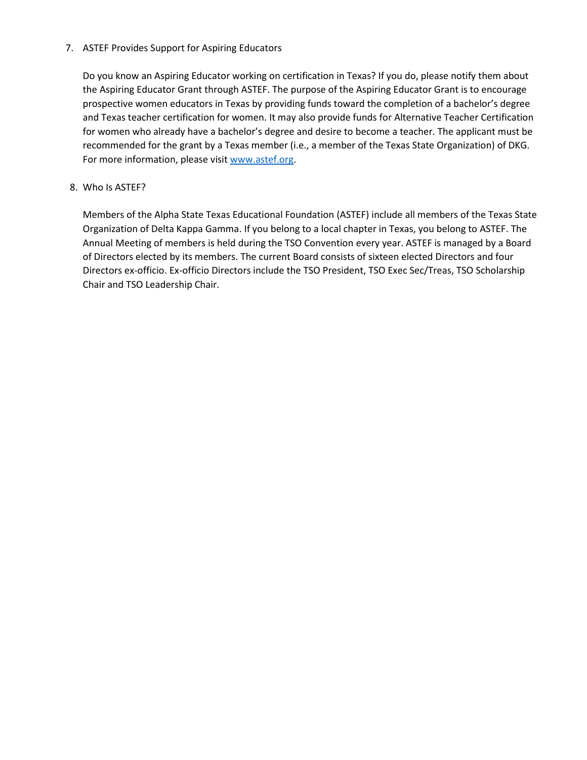7. ASTEF Provides Support for Aspiring Educators

   Do you know an Aspiring Educator working on certification in Texas? If you do, please notify them about the Aspiring Educator Grant through ASTEF. The purpose of the Aspiring Educator Grant is to encourage prospective women educators in Texas by providing funds toward the completion of a bachelor's degree and Texas teacher certification for women. It may also provide funds for Alternative Teacher Certification for women who already have a bachelor's degree and desire to become a teacher. The applicant must be recommended for the grant by a Texas member (i.e., a member of the Texas State Organization) of DKG. For more information, please visit [www.astef.org](http://www.astef.org).

8. Who Is ASTEF?

   Members of the Alpha State Texas Educational Foundation (ASTEF) include all members of the Texas State Organization of Delta Kappa Gamma. If you belong to a local chapter in Texas, you belong to ASTEF. The Annual Meeting of members is held during the TSO Convention every year. ASTEF is managed by a Board of Directors elected by its members. The current Board consists of sixteen elected Directors and four Directors ex-officio. Ex-officio Directors include the TSO President, TSO Exec Sec/Treas, TSO Scholarship Chair and TSO Leadership Chair.